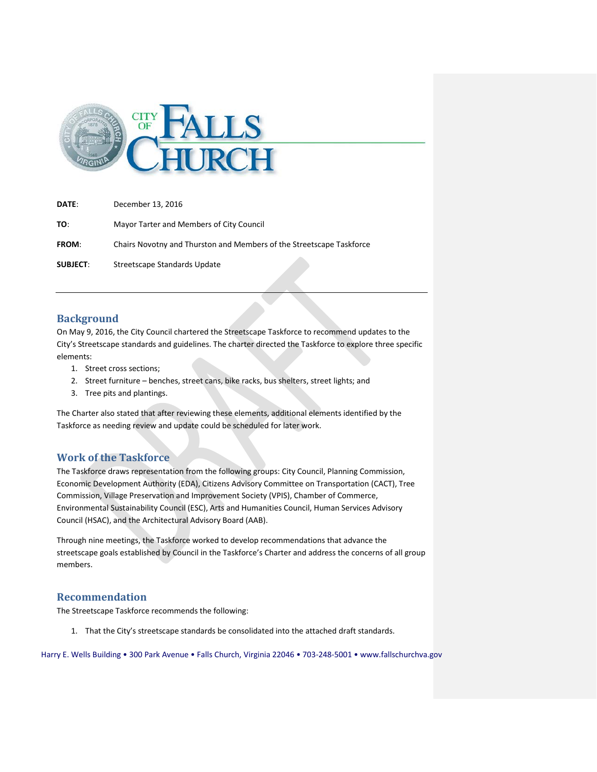| | |
|---|---|
| **DATE**: | December 13, 2016 |
| **TO**: | Mayor Tarter and Members of City Council |
| **FROM**: | Chairs Novotny and Thurston and Members of the Streetscape Taskforce |
| **SUBJECT**: | Streetscape Standards Update |

## Background

On May 9, 2016, the City Council chartered the Streetscape Taskforce to recommend updates to the City's Streetscape standards and guidelines. The charter directed the Taskforce to explore three specific elements:

1. Street cross sections;
2. Street furniture – benches, street cans, bike racks, bus shelters, street lights; and
3. Tree pits and plantings.

The Charter also stated that after reviewing these elements, additional elements identified by the Taskforce as needing review and update could be scheduled for later work.

## Work of the Taskforce

The Taskforce draws representation from the following groups: City Council, Planning Commission, Economic Development Authority (EDA), Citizens Advisory Committee on Transportation (CACT), Tree Commission, Village Preservation and Improvement Society (VPIS), Chamber of Commerce, Environmental Sustainability Council (ESC), Arts and Humanities Council, Human Services Advisory Council (HSAC), and the Architectural Advisory Board (AAB).

Through nine meetings, the Taskforce worked to develop recommendations that advance the streetscape goals established by Council in the Taskforce's Charter and address the concerns of all group members.

## Recommendation

The Streetscape Taskforce recommends the following:

1. That the City's streetscape standards be consolidated into the attached draft standards.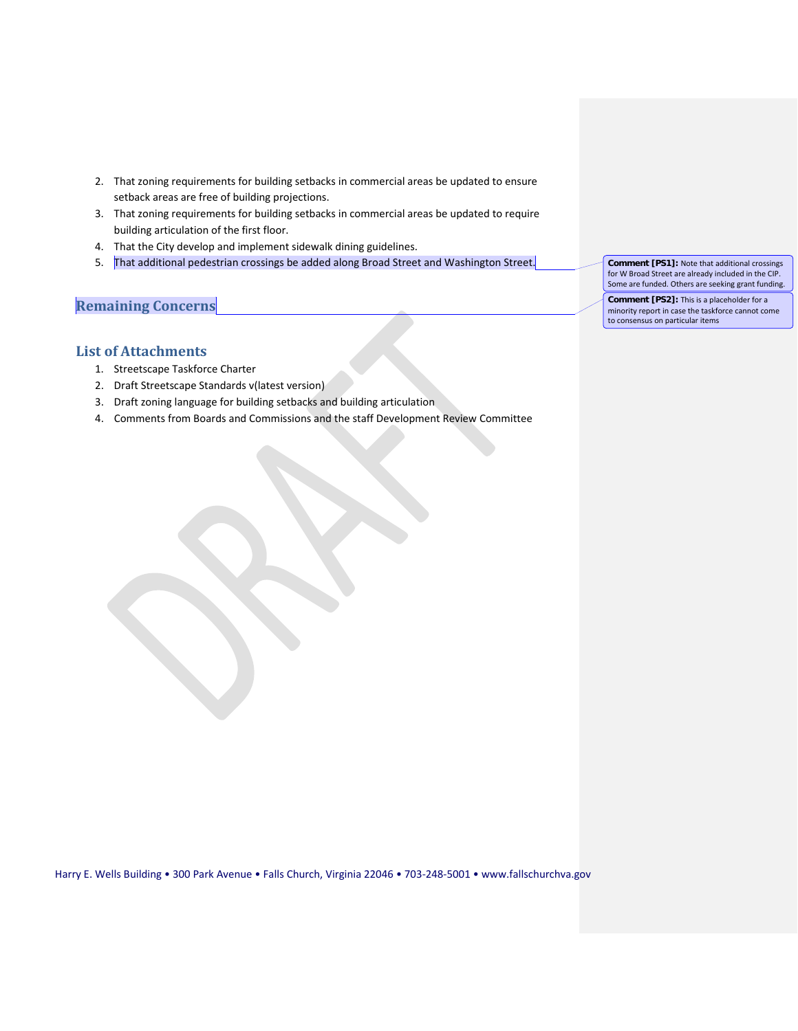2. That zoning requirements for building setbacks in commercial areas be updated to ensure setback areas are free of building projections.
3. That zoning requirements for building setbacks in commercial areas be updated to require building articulation of the first floor.
4. That the City develop and implement sidewalk dining guidelines.
5. That additional pedestrian crossings be added along Broad Street and Washington Street.

**Comment [PS1]:** Note that additional crossings for W Broad Street are already included in the CIP. Some are funded. Others are seeking grant funding.

## Remaining Concerns

**Comment [PS2]:** This is a placeholder for a minority report in case the taskforce cannot come to consensus on particular items

## List of Attachments

1. Streetscape Taskforce Charter
2. Draft Streetscape Standards v(latest version)
3. Draft zoning language for building setbacks and building articulation
4. Comments from Boards and Commissions and the staff Development Review Committee

Harry E. Wells Building • 300 Park Avenue • Falls Church, Virginia 22046 • 703-248-5001 • www.fallschurchva.gov